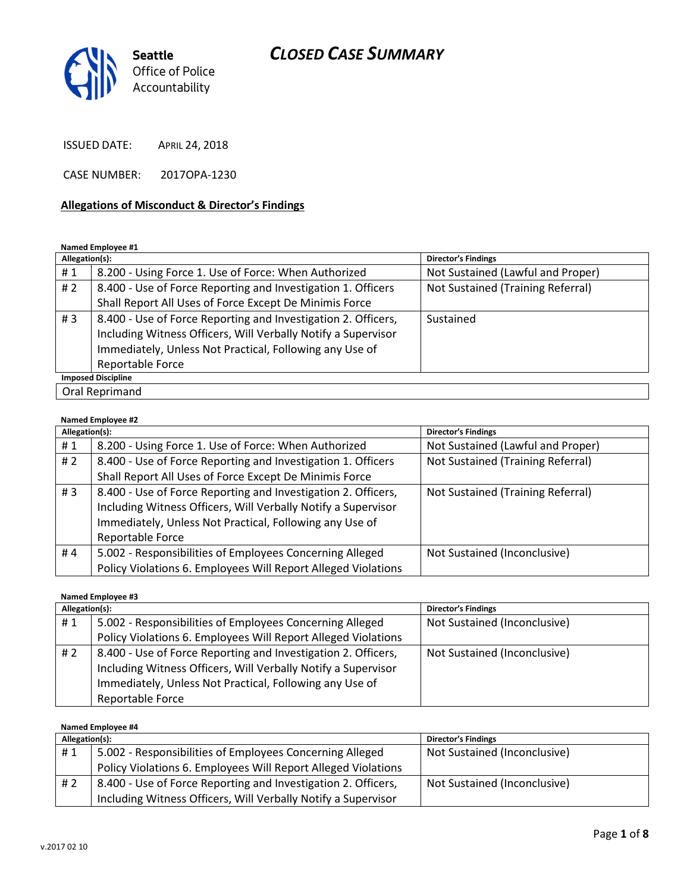Seattle Office of Police Accountability

# CLOSED CASE SUMMARY

ISSUED DATE: APRIL 24, 2018

CASE NUMBER: 2017OPA-1230

## Allegations of Misconduct & Director's Findings

**Named Employee #1**

| Allegation(s): | | Director's Findings |
|---|---|---|
| # 1 | 8.200 - Using Force 1. Use of Force: When Authorized | Not Sustained (Lawful and Proper) |
| # 2 | 8.400 - Use of Force Reporting and Investigation 1. Officers Shall Report All Uses of Force Except De Minimis Force | Not Sustained (Training Referral) |
| # 3 | 8.400 - Use of Force Reporting and Investigation 2. Officers, Including Witness Officers, Will Verbally Notify a Supervisor Immediately, Unless Not Practical, Following any Use of Reportable Force | Sustained |
| **Imposed Discipline** | | |
| Oral Reprimand | | |

**Named Employee #2**

| Allegation(s): | | Director's Findings |
|---|---|---|
| # 1 | 8.200 - Using Force 1. Use of Force: When Authorized | Not Sustained (Lawful and Proper) |
| # 2 | 8.400 - Use of Force Reporting and Investigation 1. Officers Shall Report All Uses of Force Except De Minimis Force | Not Sustained (Training Referral) |
| # 3 | 8.400 - Use of Force Reporting and Investigation 2. Officers, Including Witness Officers, Will Verbally Notify a Supervisor Immediately, Unless Not Practical, Following any Use of Reportable Force | Not Sustained (Training Referral) |
| # 4 | 5.002 - Responsibilities of Employees Concerning Alleged Policy Violations 6. Employees Will Report Alleged Violations | Not Sustained (Inconclusive) |

**Named Employee #3**

| Allegation(s): | | Director's Findings |
|---|---|---|
| # 1 | 5.002 - Responsibilities of Employees Concerning Alleged Policy Violations 6. Employees Will Report Alleged Violations | Not Sustained (Inconclusive) |
| # 2 | 8.400 - Use of Force Reporting and Investigation 2. Officers, Including Witness Officers, Will Verbally Notify a Supervisor Immediately, Unless Not Practical, Following any Use of Reportable Force | Not Sustained (Inconclusive) |

**Named Employee #4**

| Allegation(s): | | Director's Findings |
|---|---|---|
| # 1 | 5.002 - Responsibilities of Employees Concerning Alleged Policy Violations 6. Employees Will Report Alleged Violations | Not Sustained (Inconclusive) |
| # 2 | 8.400 - Use of Force Reporting and Investigation 2. Officers, Including Witness Officers, Will Verbally Notify a Supervisor | Not Sustained (Inconclusive) |

v.2017 02 10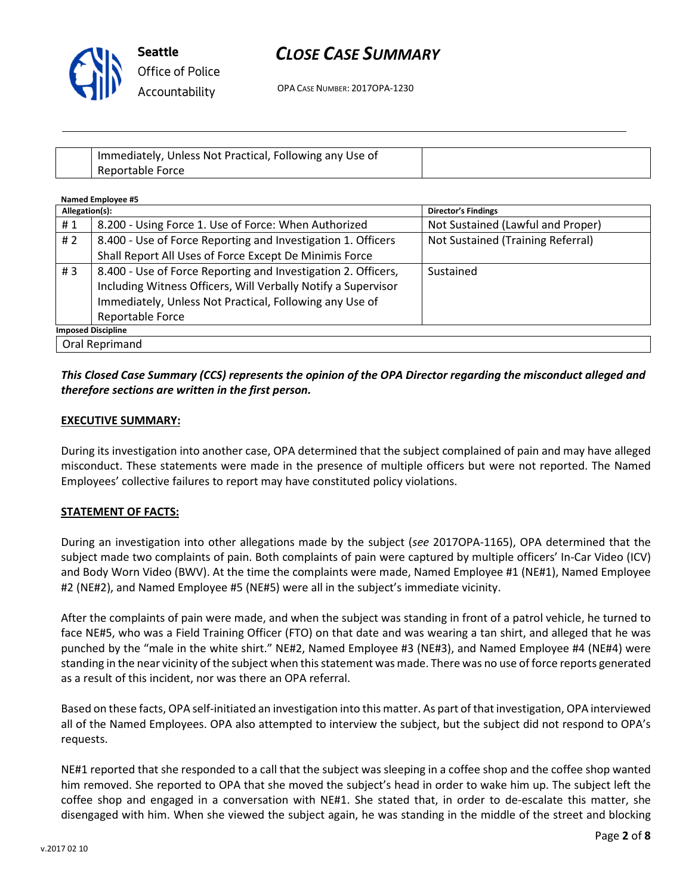| | Immediately, Unless Not Practical, Following any Use of Reportable Force | |
|---|---|---|

**Named Employee #5**

| Allegation(s): | | Director's Findings |
|---|---|---|
| # 1 | 8.200 - Using Force 1. Use of Force: When Authorized | Not Sustained (Lawful and Proper) |
| # 2 | 8.400 - Use of Force Reporting and Investigation 1. Officers Shall Report All Uses of Force Except De Minimis Force | Not Sustained (Training Referral) |
| # 3 | 8.400 - Use of Force Reporting and Investigation 2. Officers, Including Witness Officers, Will Verbally Notify a Supervisor Immediately, Unless Not Practical, Following any Use of Reportable Force | Sustained |

**Imposed Discipline**

Oral Reprimand

***This Closed Case Summary (CCS) represents the opinion of the OPA Director regarding the misconduct alleged and therefore sections are written in the first person.***

**EXECUTIVE SUMMARY:**

During its investigation into another case, OPA determined that the subject complained of pain and may have alleged misconduct. These statements were made in the presence of multiple officers but were not reported. The Named Employees' collective failures to report may have constituted policy violations.

**STATEMENT OF FACTS:**

During an investigation into other allegations made by the subject (*see* 2017OPA-1165), OPA determined that the subject made two complaints of pain. Both complaints of pain were captured by multiple officers' In-Car Video (ICV) and Body Worn Video (BWV). At the time the complaints were made, Named Employee #1 (NE#1), Named Employee #2 (NE#2), and Named Employee #5 (NE#5) were all in the subject's immediate vicinity.

After the complaints of pain were made, and when the subject was standing in front of a patrol vehicle, he turned to face NE#5, who was a Field Training Officer (FTO) on that date and was wearing a tan shirt, and alleged that he was punched by the "male in the white shirt." NE#2, Named Employee #3 (NE#3), and Named Employee #4 (NE#4) were standing in the near vicinity of the subject when this statement was made. There was no use of force reports generated as a result of this incident, nor was there an OPA referral.

Based on these facts, OPA self-initiated an investigation into this matter. As part of that investigation, OPA interviewed all of the Named Employees. OPA also attempted to interview the subject, but the subject did not respond to OPA's requests.

NE#1 reported that she responded to a call that the subject was sleeping in a coffee shop and the coffee shop wanted him removed. She reported to OPA that she moved the subject's head in order to wake him up. The subject left the coffee shop and engaged in a conversation with NE#1. She stated that, in order to de-escalate this matter, she disengaged with him. When she viewed the subject again, he was standing in the middle of the street and blocking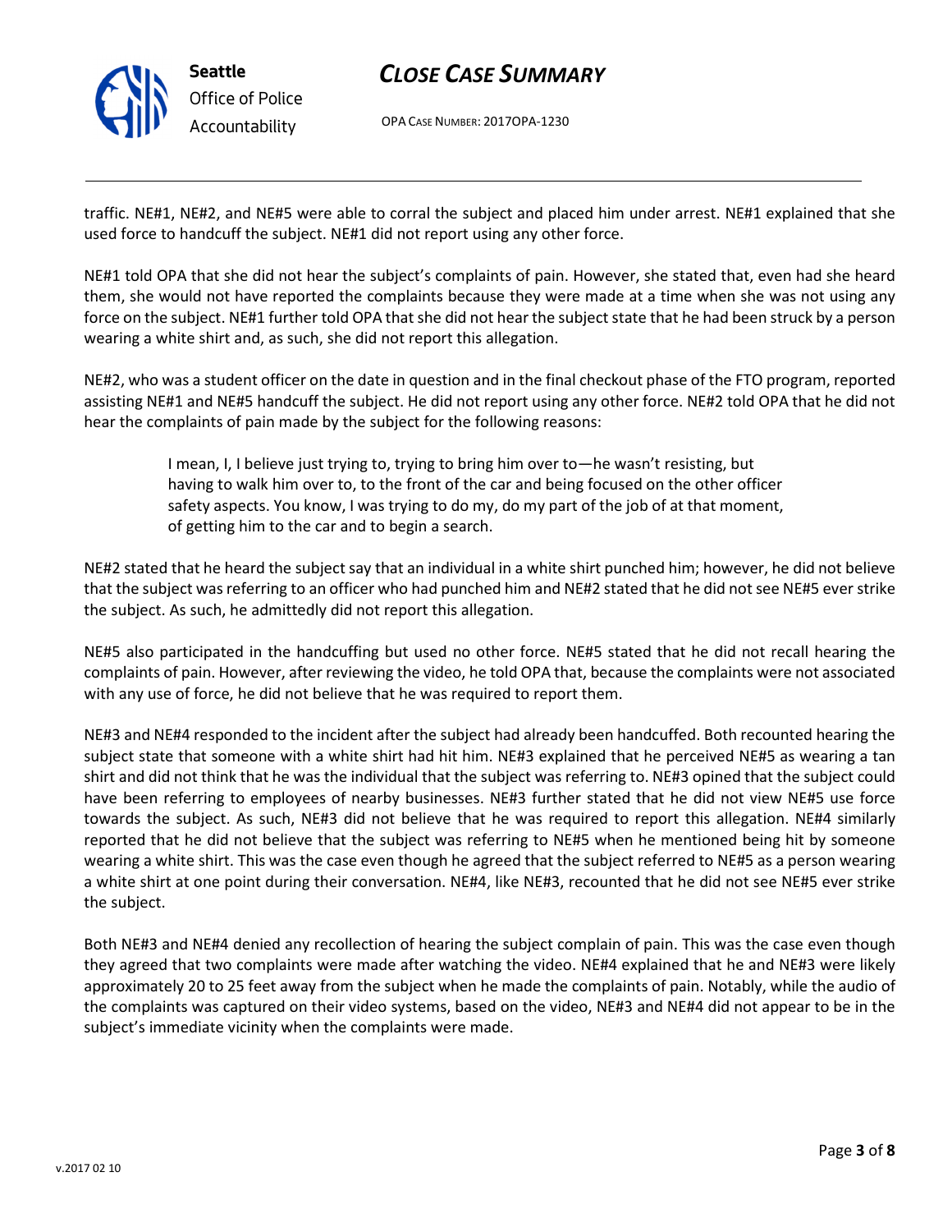traffic. NE#1, NE#2, and NE#5 were able to corral the subject and placed him under arrest. NE#1 explained that she used force to handcuff the subject. NE#1 did not report using any other force.

NE#1 told OPA that she did not hear the subject's complaints of pain. However, she stated that, even had she heard them, she would not have reported the complaints because they were made at a time when she was not using any force on the subject. NE#1 further told OPA that she did not hear the subject state that he had been struck by a person wearing a white shirt and, as such, she did not report this allegation.

NE#2, who was a student officer on the date in question and in the final checkout phase of the FTO program, reported assisting NE#1 and NE#5 handcuff the subject. He did not report using any other force. NE#2 told OPA that he did not hear the complaints of pain made by the subject for the following reasons:

> I mean, I, I believe just trying to, trying to bring him over to—he wasn't resisting, but having to walk him over to, to the front of the car and being focused on the other officer safety aspects. You know, I was trying to do my, do my part of the job of at that moment, of getting him to the car and to begin a search.

NE#2 stated that he heard the subject say that an individual in a white shirt punched him; however, he did not believe that the subject was referring to an officer who had punched him and NE#2 stated that he did not see NE#5 ever strike the subject. As such, he admittedly did not report this allegation.

NE#5 also participated in the handcuffing but used no other force. NE#5 stated that he did not recall hearing the complaints of pain. However, after reviewing the video, he told OPA that, because the complaints were not associated with any use of force, he did not believe that he was required to report them.

NE#3 and NE#4 responded to the incident after the subject had already been handcuffed. Both recounted hearing the subject state that someone with a white shirt had hit him. NE#3 explained that he perceived NE#5 as wearing a tan shirt and did not think that he was the individual that the subject was referring to. NE#3 opined that the subject could have been referring to employees of nearby businesses. NE#3 further stated that he did not view NE#5 use force towards the subject. As such, NE#3 did not believe that he was required to report this allegation. NE#4 similarly reported that he did not believe that the subject was referring to NE#5 when he mentioned being hit by someone wearing a white shirt. This was the case even though he agreed that the subject referred to NE#5 as a person wearing a white shirt at one point during their conversation. NE#4, like NE#3, recounted that he did not see NE#5 ever strike the subject.

Both NE#3 and NE#4 denied any recollection of hearing the subject complain of pain. This was the case even though they agreed that two complaints were made after watching the video. NE#4 explained that he and NE#3 were likely approximately 20 to 25 feet away from the subject when he made the complaints of pain. Notably, while the audio of the complaints was captured on their video systems, based on the video, NE#3 and NE#4 did not appear to be in the subject's immediate vicinity when the complaints were made.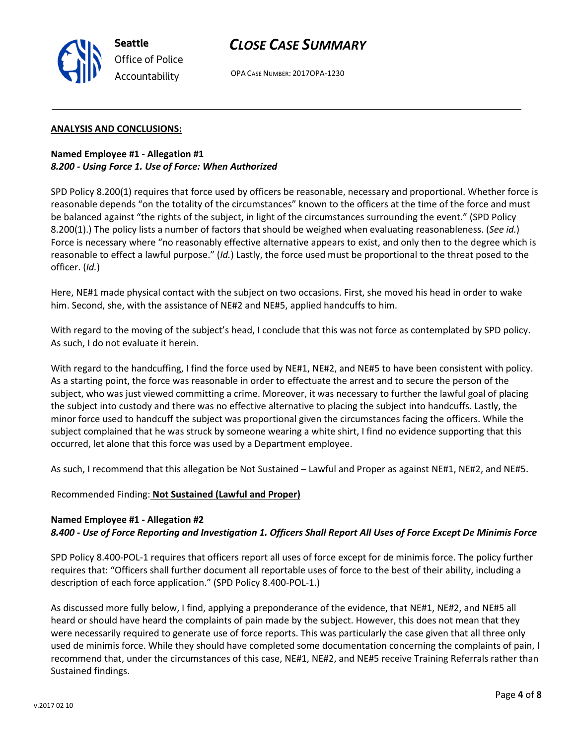## ANALYSIS AND CONCLUSIONS:

**Named Employee #1 - Allegation #1**
***8.200 - Using Force 1. Use of Force: When Authorized***

SPD Policy 8.200(1) requires that force used by officers be reasonable, necessary and proportional. Whether force is reasonable depends "on the totality of the circumstances" known to the officers at the time of the force and must be balanced against "the rights of the subject, in light of the circumstances surrounding the event." (SPD Policy 8.200(1).) The policy lists a number of factors that should be weighed when evaluating reasonableness. (*See id.*) Force is necessary where "no reasonably effective alternative appears to exist, and only then to the degree which is reasonable to effect a lawful purpose." (*Id.*) Lastly, the force used must be proportional to the threat posed to the officer. (*Id.*)

Here, NE#1 made physical contact with the subject on two occasions. First, she moved his head in order to wake him. Second, she, with the assistance of NE#2 and NE#5, applied handcuffs to him.

With regard to the moving of the subject's head, I conclude that this was not force as contemplated by SPD policy. As such, I do not evaluate it herein.

With regard to the handcuffing, I find the force used by NE#1, NE#2, and NE#5 to have been consistent with policy. As a starting point, the force was reasonable in order to effectuate the arrest and to secure the person of the subject, who was just viewed committing a crime. Moreover, it was necessary to further the lawful goal of placing the subject into custody and there was no effective alternative to placing the subject into handcuffs. Lastly, the minor force used to handcuff the subject was proportional given the circumstances facing the officers. While the subject complained that he was struck by someone wearing a white shirt, I find no evidence supporting that this occurred, let alone that this force was used by a Department employee.

As such, I recommend that this allegation be Not Sustained – Lawful and Proper as against NE#1, NE#2, and NE#5.

Recommended Finding: **Not Sustained (Lawful and Proper)**

**Named Employee #1 - Allegation #2**
***8.400 - Use of Force Reporting and Investigation 1. Officers Shall Report All Uses of Force Except De Minimis Force***

SPD Policy 8.400-POL-1 requires that officers report all uses of force except for de minimis force. The policy further requires that: "Officers shall further document all reportable uses of force to the best of their ability, including a description of each force application." (SPD Policy 8.400-POL-1.)

As discussed more fully below, I find, applying a preponderance of the evidence, that NE#1, NE#2, and NE#5 all heard or should have heard the complaints of pain made by the subject. However, this does not mean that they were necessarily required to generate use of force reports. This was particularly the case given that all three only used de minimis force. While they should have completed some documentation concerning the complaints of pain, I recommend that, under the circumstances of this case, NE#1, NE#2, and NE#5 receive Training Referrals rather than Sustained findings.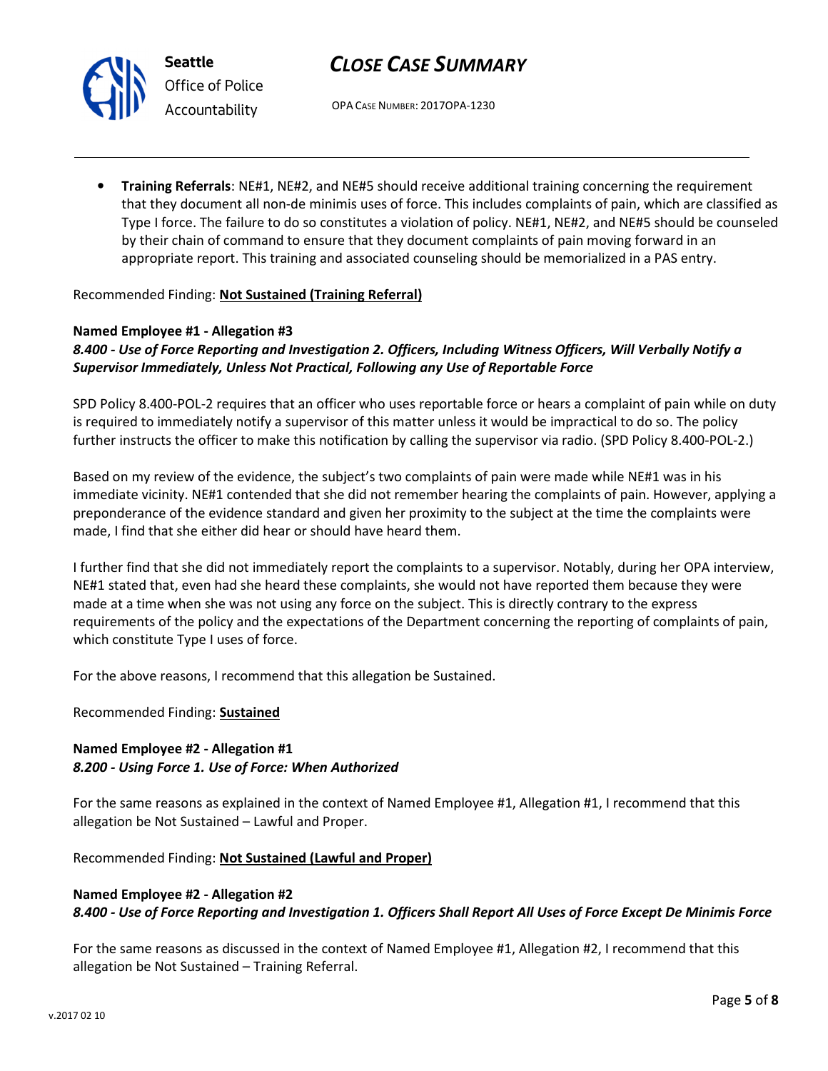- **Training Referrals**: NE#1, NE#2, and NE#5 should receive additional training concerning the requirement that they document all non-de minimis uses of force. This includes complaints of pain, which are classified as Type I force. The failure to do so constitutes a violation of policy. NE#1, NE#2, and NE#5 should be counseled by their chain of command to ensure that they document complaints of pain moving forward in an appropriate report. This training and associated counseling should be memorialized in a PAS entry.

Recommended Finding: **Not Sustained (Training Referral)**

**Named Employee #1 - Allegation #3**
***8.400 - Use of Force Reporting and Investigation 2. Officers, Including Witness Officers, Will Verbally Notify a Supervisor Immediately, Unless Not Practical, Following any Use of Reportable Force***

SPD Policy 8.400-POL-2 requires that an officer who uses reportable force or hears a complaint of pain while on duty is required to immediately notify a supervisor of this matter unless it would be impractical to do so. The policy further instructs the officer to make this notification by calling the supervisor via radio. (SPD Policy 8.400-POL-2.)

Based on my review of the evidence, the subject's two complaints of pain were made while NE#1 was in his immediate vicinity. NE#1 contended that she did not remember hearing the complaints of pain. However, applying a preponderance of the evidence standard and given her proximity to the subject at the time the complaints were made, I find that she either did hear or should have heard them.

I further find that she did not immediately report the complaints to a supervisor. Notably, during her OPA interview, NE#1 stated that, even had she heard these complaints, she would not have reported them because they were made at a time when she was not using any force on the subject. This is directly contrary to the express requirements of the policy and the expectations of the Department concerning the reporting of complaints of pain, which constitute Type I uses of force.

For the above reasons, I recommend that this allegation be Sustained.

Recommended Finding: **Sustained**

**Named Employee #2 - Allegation #1**
***8.200 - Using Force 1. Use of Force: When Authorized***

For the same reasons as explained in the context of Named Employee #1, Allegation #1, I recommend that this allegation be Not Sustained – Lawful and Proper.

Recommended Finding: **Not Sustained (Lawful and Proper)**

**Named Employee #2 - Allegation #2**
***8.400 - Use of Force Reporting and Investigation 1. Officers Shall Report All Uses of Force Except De Minimis Force***

For the same reasons as discussed in the context of Named Employee #1, Allegation #2, I recommend that this allegation be Not Sustained – Training Referral.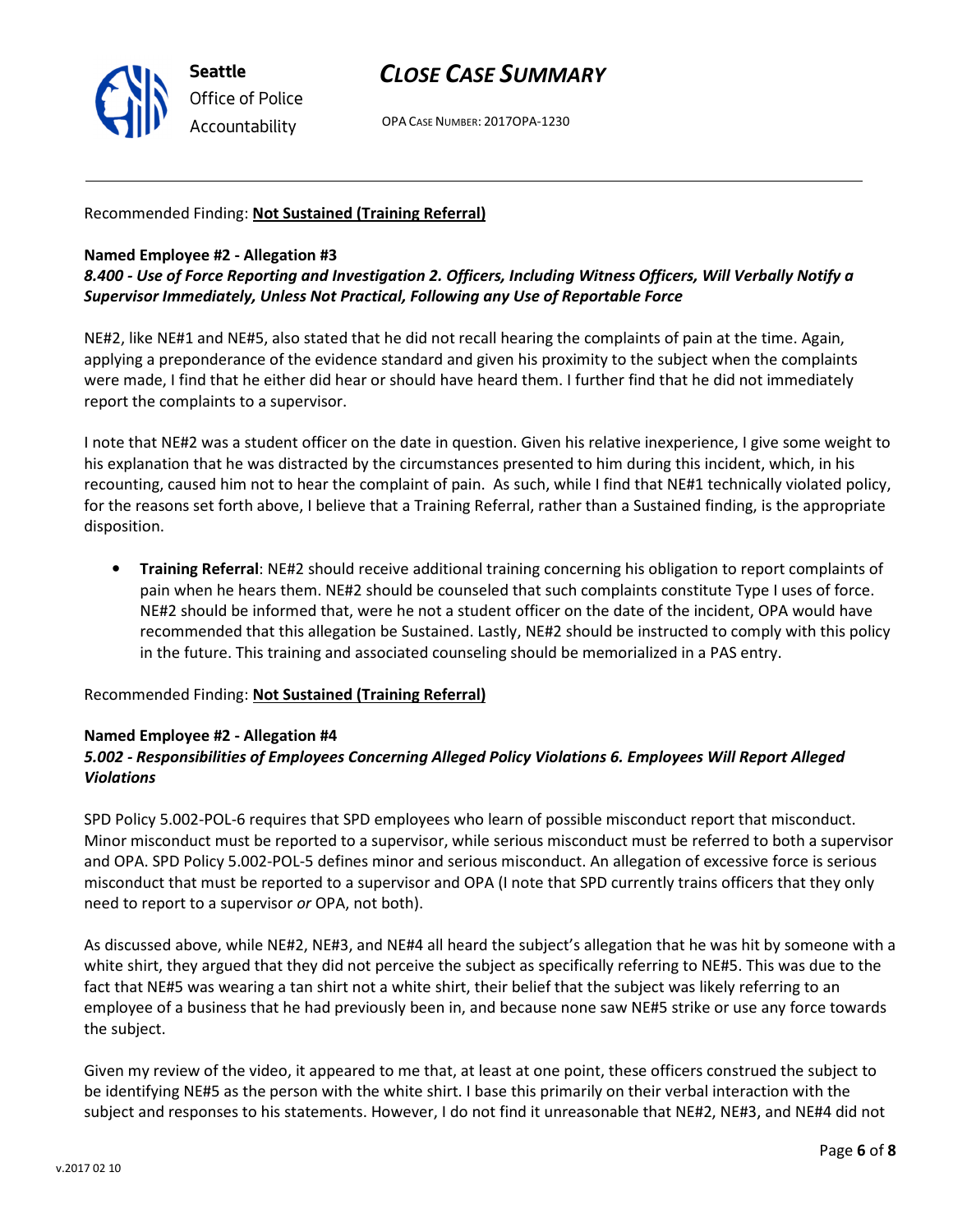Recommended Finding: **Not Sustained (Training Referral)**

**Named Employee #2 - Allegation #3**
***8.400 - Use of Force Reporting and Investigation 2. Officers, Including Witness Officers, Will Verbally Notify a Supervisor Immediately, Unless Not Practical, Following any Use of Reportable Force***

NE#2, like NE#1 and NE#5, also stated that he did not recall hearing the complaints of pain at the time. Again, applying a preponderance of the evidence standard and given his proximity to the subject when the complaints were made, I find that he either did hear or should have heard them. I further find that he did not immediately report the complaints to a supervisor.

I note that NE#2 was a student officer on the date in question. Given his relative inexperience, I give some weight to his explanation that he was distracted by the circumstances presented to him during this incident, which, in his recounting, caused him not to hear the complaint of pain. As such, while I find that NE#1 technically violated policy, for the reasons set forth above, I believe that a Training Referral, rather than a Sustained finding, is the appropriate disposition.

- **Training Referral**: NE#2 should receive additional training concerning his obligation to report complaints of pain when he hears them. NE#2 should be counseled that such complaints constitute Type I uses of force. NE#2 should be informed that, were he not a student officer on the date of the incident, OPA would have recommended that this allegation be Sustained. Lastly, NE#2 should be instructed to comply with this policy in the future. This training and associated counseling should be memorialized in a PAS entry.

Recommended Finding: **Not Sustained (Training Referral)**

**Named Employee #2 - Allegation #4**
***5.002 - Responsibilities of Employees Concerning Alleged Policy Violations 6. Employees Will Report Alleged Violations***

SPD Policy 5.002-POL-6 requires that SPD employees who learn of possible misconduct report that misconduct. Minor misconduct must be reported to a supervisor, while serious misconduct must be referred to both a supervisor and OPA. SPD Policy 5.002-POL-5 defines minor and serious misconduct. An allegation of excessive force is serious misconduct that must be reported to a supervisor and OPA (I note that SPD currently trains officers that they only need to report to a supervisor *or* OPA, not both).

As discussed above, while NE#2, NE#3, and NE#4 all heard the subject's allegation that he was hit by someone with a white shirt, they argued that they did not perceive the subject as specifically referring to NE#5. This was due to the fact that NE#5 was wearing a tan shirt not a white shirt, their belief that the subject was likely referring to an employee of a business that he had previously been in, and because none saw NE#5 strike or use any force towards the subject.

Given my review of the video, it appeared to me that, at least at one point, these officers construed the subject to be identifying NE#5 as the person with the white shirt. I base this primarily on their verbal interaction with the subject and responses to his statements. However, I do not find it unreasonable that NE#2, NE#3, and NE#4 did not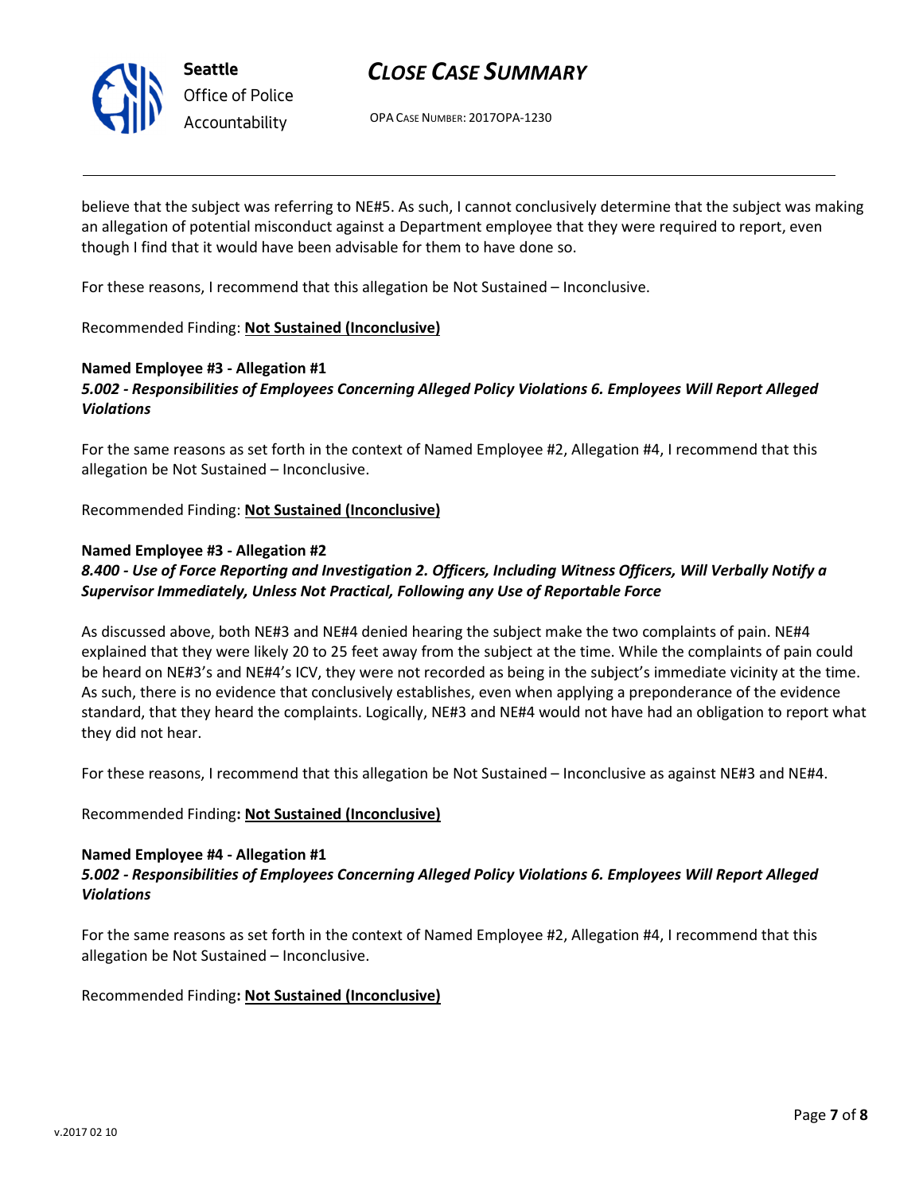believe that the subject was referring to NE#5. As such, I cannot conclusively determine that the subject was making an allegation of potential misconduct against a Department employee that they were required to report, even though I find that it would have been advisable for them to have done so.

For these reasons, I recommend that this allegation be Not Sustained – Inconclusive.

Recommended Finding: **Not Sustained (Inconclusive)**

**Named Employee #3 - Allegation #1**
***5.002 - Responsibilities of Employees Concerning Alleged Policy Violations 6. Employees Will Report Alleged Violations***

For the same reasons as set forth in the context of Named Employee #2, Allegation #4, I recommend that this allegation be Not Sustained – Inconclusive.

Recommended Finding: **Not Sustained (Inconclusive)**

**Named Employee #3 - Allegation #2**
***8.400 - Use of Force Reporting and Investigation 2. Officers, Including Witness Officers, Will Verbally Notify a Supervisor Immediately, Unless Not Practical, Following any Use of Reportable Force***

As discussed above, both NE#3 and NE#4 denied hearing the subject make the two complaints of pain. NE#4 explained that they were likely 20 to 25 feet away from the subject at the time. While the complaints of pain could be heard on NE#3's and NE#4's ICV, they were not recorded as being in the subject's immediate vicinity at the time. As such, there is no evidence that conclusively establishes, even when applying a preponderance of the evidence standard, that they heard the complaints. Logically, NE#3 and NE#4 would not have had an obligation to report what they did not hear.

For these reasons, I recommend that this allegation be Not Sustained – Inconclusive as against NE#3 and NE#4.

Recommended Finding**: Not Sustained (Inconclusive)**

**Named Employee #4 - Allegation #1**
***5.002 - Responsibilities of Employees Concerning Alleged Policy Violations 6. Employees Will Report Alleged Violations***

For the same reasons as set forth in the context of Named Employee #2, Allegation #4, I recommend that this allegation be Not Sustained – Inconclusive.

Recommended Finding**: Not Sustained (Inconclusive)**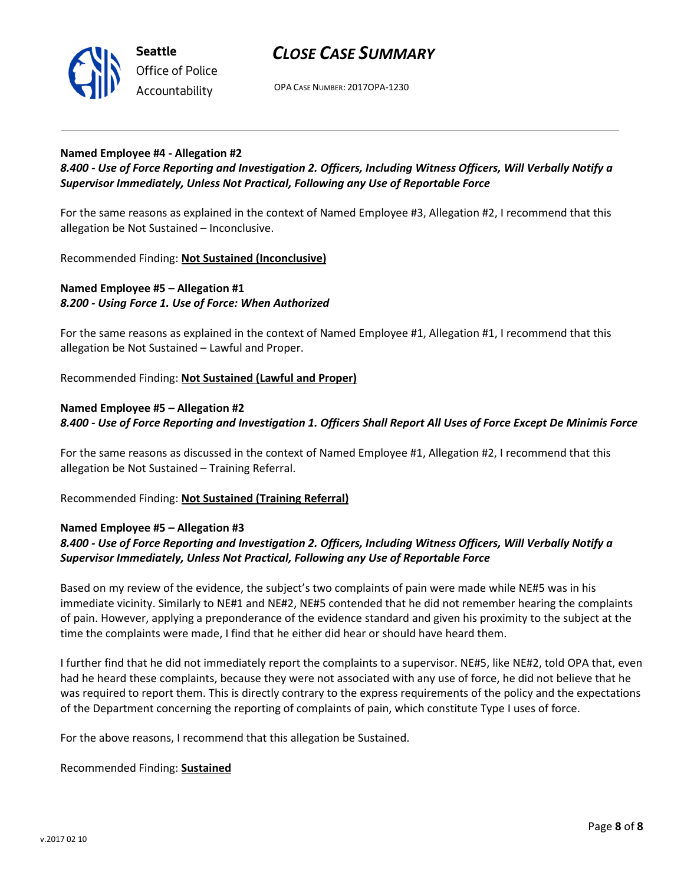**Named Employee #4 - Allegation #2**
***8.400 - Use of Force Reporting and Investigation 2. Officers, Including Witness Officers, Will Verbally Notify a Supervisor Immediately, Unless Not Practical, Following any Use of Reportable Force***

For the same reasons as explained in the context of Named Employee #3, Allegation #2, I recommend that this allegation be Not Sustained – Inconclusive.

Recommended Finding: **Not Sustained (Inconclusive)**

**Named Employee #5 – Allegation #1**
***8.200 - Using Force 1. Use of Force: When Authorized***

For the same reasons as explained in the context of Named Employee #1, Allegation #1, I recommend that this allegation be Not Sustained – Lawful and Proper.

Recommended Finding: **Not Sustained (Lawful and Proper)**

**Named Employee #5 – Allegation #2**
***8.400 - Use of Force Reporting and Investigation 1. Officers Shall Report All Uses of Force Except De Minimis Force***

For the same reasons as discussed in the context of Named Employee #1, Allegation #2, I recommend that this allegation be Not Sustained – Training Referral.

Recommended Finding: **Not Sustained (Training Referral)**

**Named Employee #5 – Allegation #3**
***8.400 - Use of Force Reporting and Investigation 2. Officers, Including Witness Officers, Will Verbally Notify a Supervisor Immediately, Unless Not Practical, Following any Use of Reportable Force***

Based on my review of the evidence, the subject's two complaints of pain were made while NE#5 was in his immediate vicinity. Similarly to NE#1 and NE#2, NE#5 contended that he did not remember hearing the complaints of pain. However, applying a preponderance of the evidence standard and given his proximity to the subject at the time the complaints were made, I find that he either did hear or should have heard them.

I further find that he did not immediately report the complaints to a supervisor. NE#5, like NE#2, told OPA that, even had he heard these complaints, because they were not associated with any use of force, he did not believe that he was required to report them. This is directly contrary to the express requirements of the policy and the expectations of the Department concerning the reporting of complaints of pain, which constitute Type I uses of force.

For the above reasons, I recommend that this allegation be Sustained.

Recommended Finding: **Sustained**